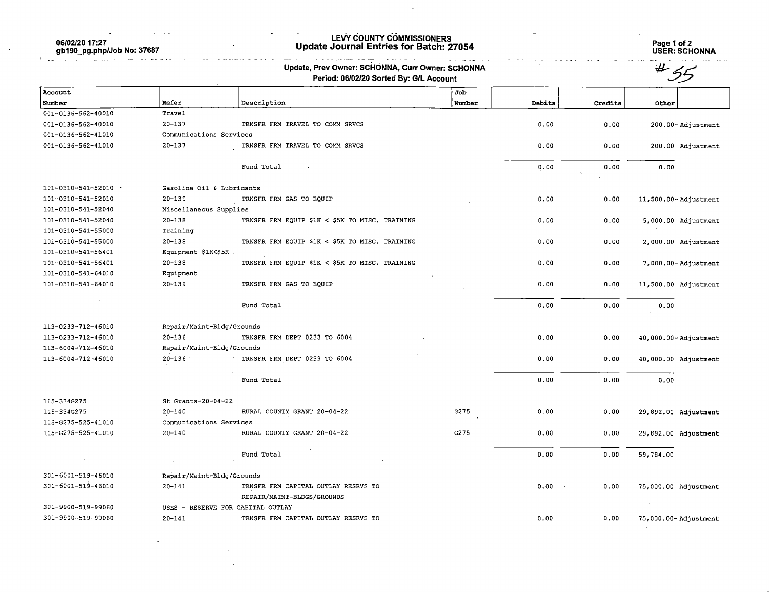# LEVY COUNTY COMMISSIONERS

## Update Journal Entries for Batch: 27054

06/02/20 17:27
gb190_pg.php/Job No: 37687

USER: SCHONNA

#55

**Update, Prev Owner: SCHONNA, Curr Owner: SCHONNA**
**Period: 06/02/20 Sorted By: G/L Account**

| Account Number | Refer | Description | Job Number | Debits | Credits | Other | |
|---|---|---|---|---|---|---|---|
| 001-0136-562-40010 | Travel | | | | | | |
| 001-0136-562-40010 | 20-137 | TRNSFR FRM TRAVEL TO COMM SRVCS | | 0.00 | 0.00 | 200.00- | Adjustment |
| 001-0136-562-41010 | Communications Services | | | | | | |
| 001-0136-562-41010 | 20-137 | TRNSFR FRM TRAVEL TO COMM SRVCS | | 0.00 | 0.00 | 200.00 | Adjustment |
| | | Fund Total | | 0.00 | 0.00 | 0.00 | |
| 101-0310-541-52010 | Gasoline Oil & Lubricants | | | | | | |
| 101-0310-541-52010 | 20-139 | TRNSFR FRM GAS TO EQUIP | | 0.00 | 0.00 | 11,500.00- | Adjustment |
| 101-0310-541-52040 | Miscellaneous Supplies | | | | | | |
| 101-0310-541-52040 | 20-138 | TRNSFR FRM EQUIP $1K < $5K TO MISC, TRAINING | | 0.00 | 0.00 | 5,000.00 | Adjustment |
| 101-0310-541-55000 | Training | | | | | | |
| 101-0310-541-55000 | 20-138 | TRNSFR FRM EQUIP $1K < $5K TO MISC, TRAINING | | 0.00 | 0.00 | 2,000.00 | Adjustment |
| 101-0310-541-56401 | Equipment $1K<$5K | | | | | | |
| 101-0310-541-56401 | 20-138 | TRNSFR FRM EQUIP $1K < $5K TO MISC, TRAINING | | 0.00 | 0.00 | 7,000.00- | Adjustment |
| 101-0310-541-64010 | Equipment | | | | | | |
| 101-0310-541-64010 | 20-139 | TRNSFR FRM GAS TO EQUIP | | 0.00 | 0.00 | 11,500.00 | Adjustment |
| | | Fund Total | | 0.00 | 0.00 | 0.00 | |
| 113-0233-712-46010 | Repair/Maint-Bldg/Grounds | | | | | | |
| 113-0233-712-46010 | 20-136 | TRNSFR FRM DEPT 0233 TO 6004 | | 0.00 | 0.00 | 40,000.00- | Adjustment |
| 113-6004-712-46010 | Repair/Maint-Bldg/Grounds | | | | | | |
| 113-6004-712-46010 | 20-136 | TRNSFR FRM DEPT 0233 TO 6004 | | 0.00 | 0.00 | 40,000.00 | Adjustment |
| | | Fund Total | | 0.00 | 0.00 | 0.00 | |
| 115-334G275 | St Grants-20-04-22 | | | | | | |
| 115-334G275 | 20-140 | RURAL COUNTY GRANT 20-04-22 | G275 | 0.00 | 0.00 | 29,892.00 | Adjustment |
| 115-G275-525-41010 | Communications Services | | | | | | |
| 115-G275-525-41010 | 20-140 | RURAL COUNTY GRANT 20-04-22 | G275 | 0.00 | 0.00 | 29,892.00 | Adjustment |
| | | Fund Total | | 0.00 | 0.00 | 59,784.00 | |
| 301-6001-519-46010 | Repair/Maint-Bldg/Grounds | | | | | | |
| 301-6001-519-46010 | 20-141 | TRNSFR FRM CAPITAL OUTLAY RESRVS TO REPAIR/MAINT-BLDGS/GROUNDS | | 0.00 | 0.00 | 75,000.00 | Adjustment |
| 301-9900-519-99060 | USES - RESERVE FOR CAPITAL OUTLAY | | | | | | |
| 301-9900-519-99060 | 20-141 | TRNSFR FRM CAPITAL OUTLAY RESRVS TO | | 0.00 | 0.00 | 75,000.00- | Adjustment |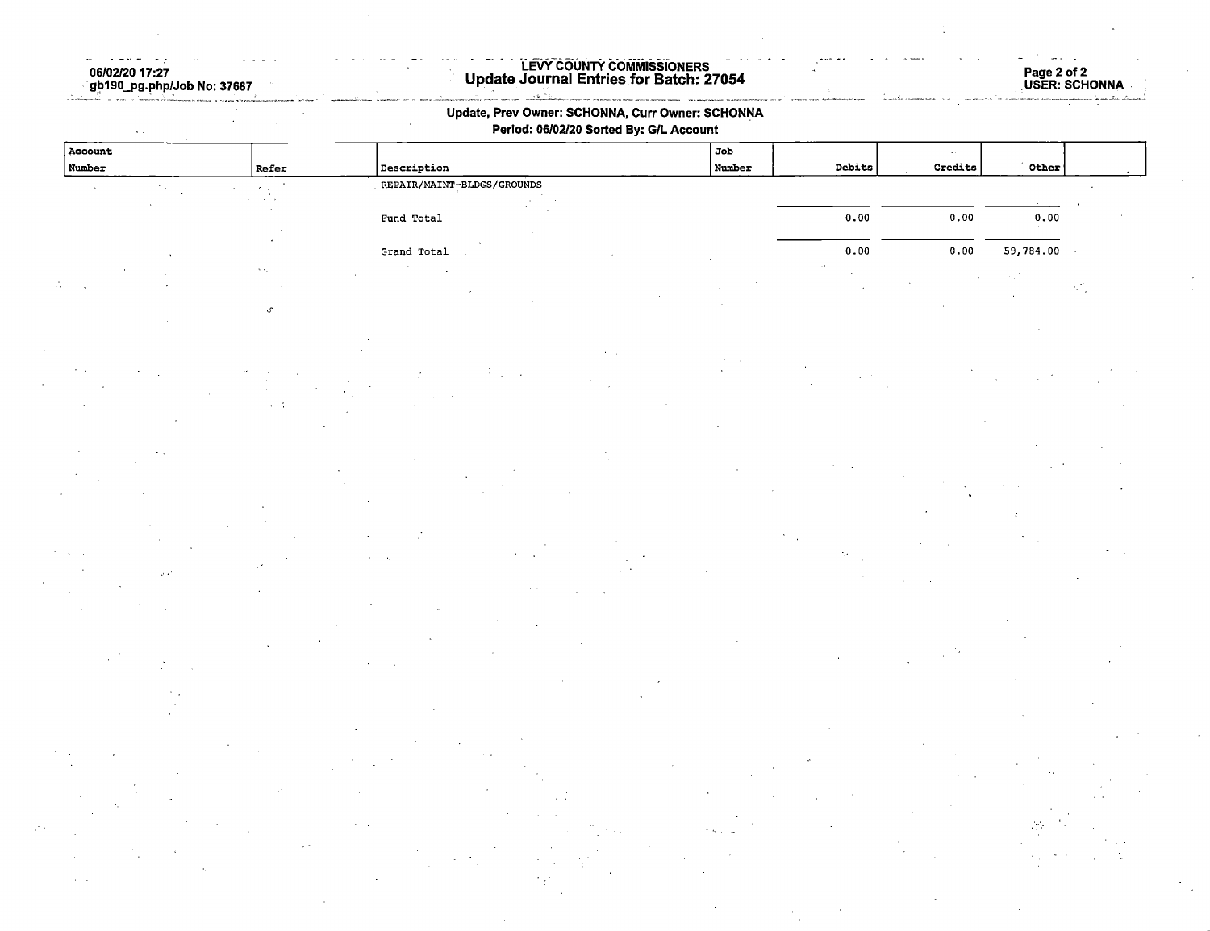## LEVY COUNTY COMMISSIONERS
## Update Journal Entries for Batch: 27054

06/02/20 17:27
gb190_pg.php/Job No: 37687

USER: SCHONNA

**Update, Prev Owner: SCHONNA, Curr Owner: SCHONNA**

**Period: 06/02/20 Sorted By: G/L Account**

| Account Number | Refer | Description | Job Number | Debits | Credits | Other |
|---|---|---|---|---|---|---|
| | | REPAIR/MAINT-BLDGS/GROUNDS | | | | |
| | | Fund Total | | 0.00 | 0.00 | 0.00 |
| | | Grand Total | | 0.00 | 0.00 | 59,784.00 |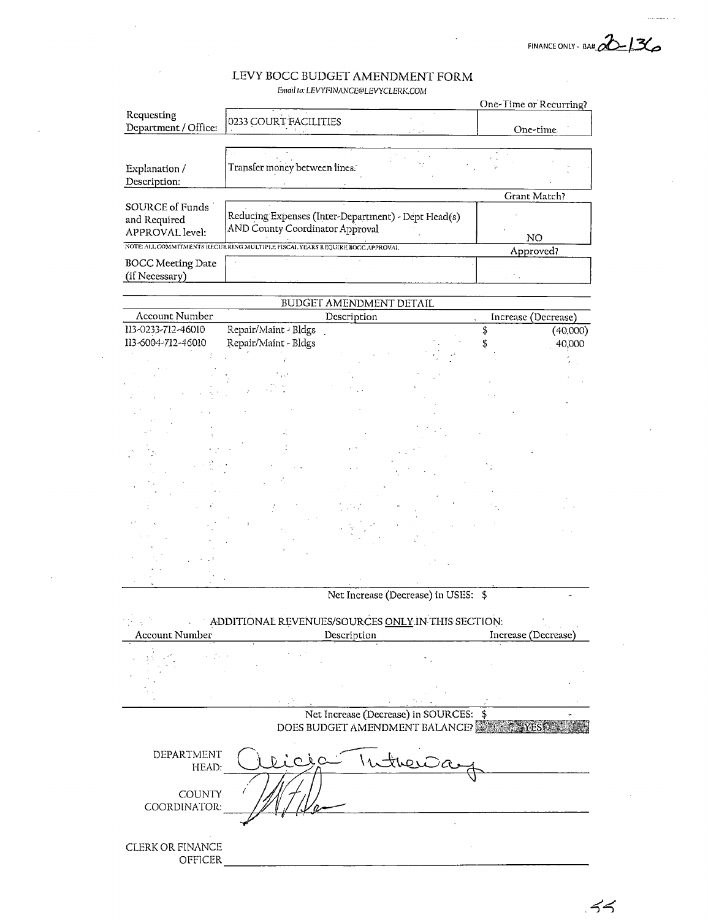FINANCE ONLY - BA# 20-136

# LEVY BOCC BUDGET AMENDMENT FORM

*Email to: LEVYFINANCE@LEVYCLERK.COM*

| | | One-Time or Recurring? |
|---|---|---|
| Requesting Department / Office: | 0233 COURT FACILITIES | One-time |
| Explanation / Description: | Transfer money between lines. | |
| | | Grant Match? |
| SOURCE of Funds and Required APPROVAL level: | Reducing Expenses (Inter-Department) - Dept Head(s) AND County Coordinator Approval | NO |

NOTE: ALL COMMITMENTS RECURRING MULTIPLE FISCAL YEARS REQUIRE BOCC APPROVAL

| | | Approved? |
|---|---|---|
| BOCC Meeting Date (if Necessary) | | |

## BUDGET AMENDMENT DETAIL

| Account Number | Description | Increase (Decrease) |
|---|---|---|
| 113-0233-712-46010 | Repair/Maint - Bldgs | $ (40,000) |
| 113-6004-712-46010 | Repair/Maint - Bldgs | $ 40,000 |

Net Increase (Decrease) in USES: $ -

## ADDITIONAL REVENUES/SOURCES ONLY IN THIS SECTION:

| Account Number | Description | Increase (Decrease) |
|---|---|---|
| | | |

Net Increase (Decrease) in SOURCES: $ -

DOES BUDGET AMENDMENT BALANCE? YES

DEPARTMENT HEAD: Alicia Tuthenday

COUNTY COORDINATOR: [signature]

CLERK OR FINANCE OFFICER: ______________________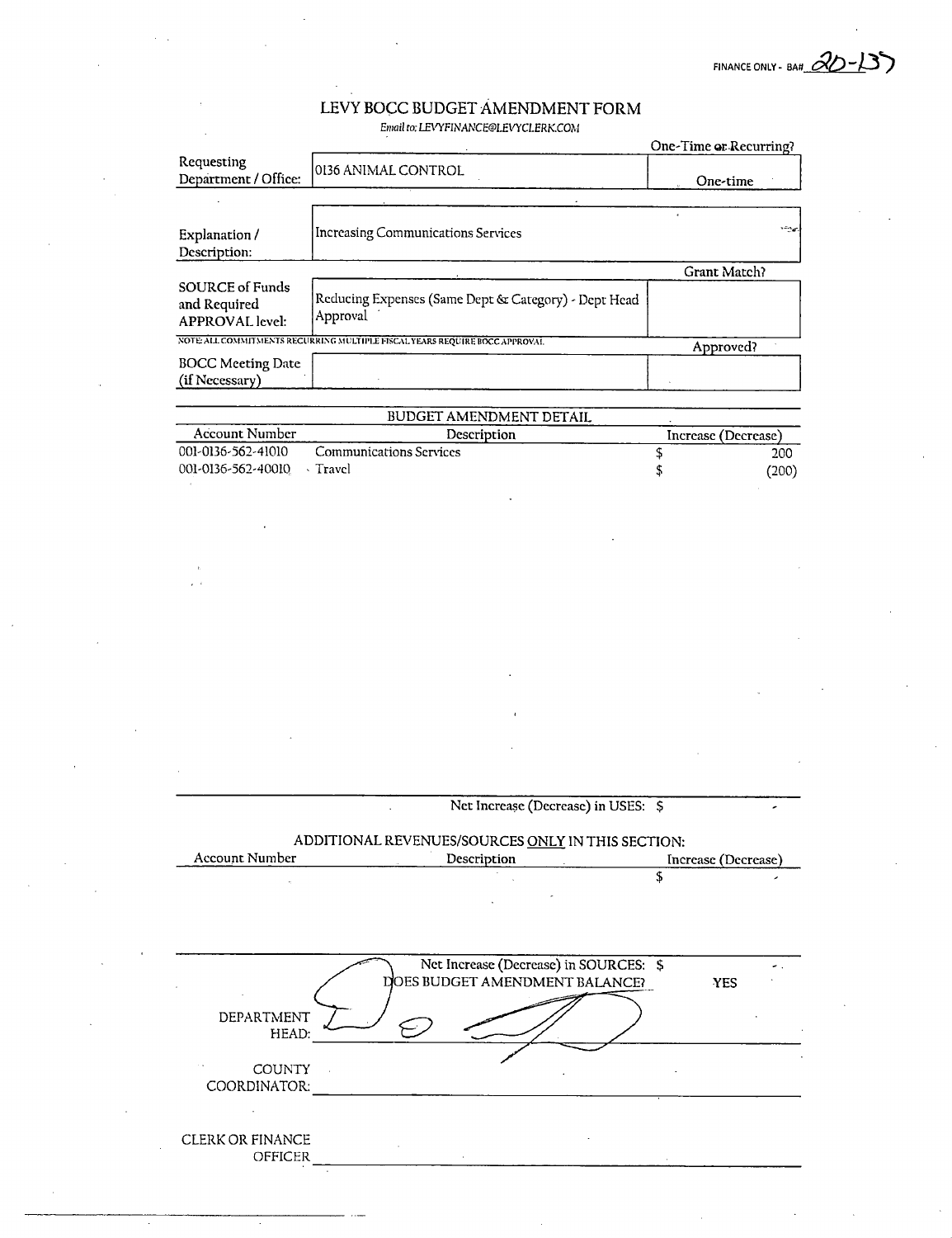FINANCE ONLY - BA# 20-137

# LEVY BOCC BUDGET AMENDMENT FORM

*Email to: LEVYFINANCE@LEVYCLERK.COM*

| | | One-Time or Recurring? |
|---|---|---|
| Requesting Department / Office: | 0136 ANIMAL CONTROL | One-time |
| Explanation / Description: | Increasing Communications Services | |
| | | Grant Match? |
| SOURCE of Funds and Required APPROVAL level: | Reducing Expenses (Same Dept & Category) - Dept Head Approval | |

NOTE: ALL COMMITMENTS RECURRING MULTIPLE FISCAL YEARS REQUIRE BOCC APPROVAL

| | | Approved? |
|---|---|---|
| BOCC Meeting Date (if Necessary) | | |

## BUDGET AMENDMENT DETAIL

| Account Number | Description | Increase (Decrease) |
|---|---|---|
| 001-0136-562-41010 | Communications Services | $ 200 |
| 001-0136-562-40010 | Travel | $ (200) |

Net Increase (Decrease) in USES: $ -

## ADDITIONAL REVENUES/SOURCES ONLY IN THIS SECTION:

| Account Number | Description | Increase (Decrease) |
|---|---|---|
| | | $ - |

Net Increase (Decrease) in SOURCES: $ -

DOES BUDGET AMENDMENT BALANCE? YES

DEPARTMENT HEAD: ______________________

COUNTY COORDINATOR: ______________________

CLERK OR FINANCE OFFICER ______________________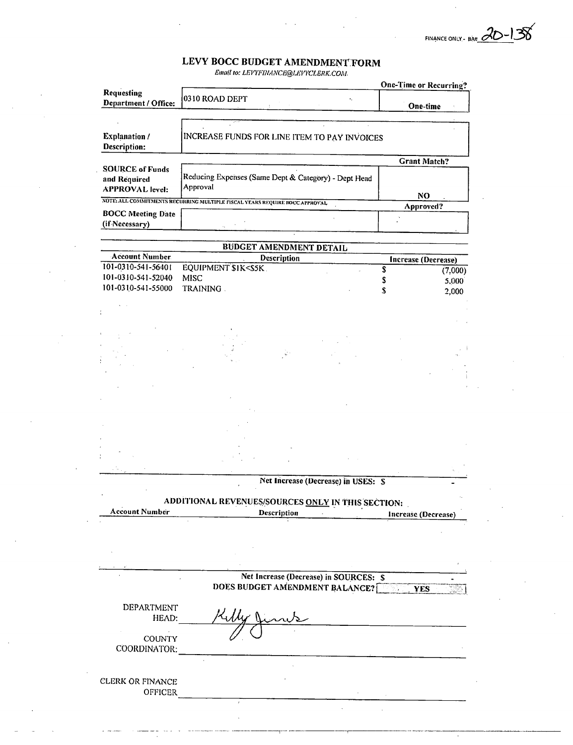FINANCE ONLY - BA# 20-138

# LEVY BOCC BUDGET AMENDMENT FORM

*Email to: LEVYFINANCE@LEVYCLERK.COM*

| | | One-Time or Recurring? |
|---|---|---|
| **Requesting Department / Office:** | 0310 ROAD DEPT | One-time |
| **Explanation / Description:** | INCREASE FUNDS FOR LINE ITEM TO PAY INVOICES | |
| | | **Grant Match?** |
| **SOURCE of Funds and Required APPROVAL level:** | Reducing Expenses (Same Dept & Category) - Dept Head Approval | NO |
| NOTE: ALL COMMITMENTS RECURRING MULTIPLE FISCAL YEARS REQUIRE BOCC APPROVAL | | **Approved?** |
| **BOCC Meeting Date (if Necessary)** | | |

## BUDGET AMENDMENT DETAIL

| Account Number | Description | Increase (Decrease) |
|---|---|---|
| 101-0310-541-56401 | EQUIPMENT $1K<$5K | $ (7,000) |
| 101-0310-541-52040 | MISC | $ 5,000 |
| 101-0310-541-55000 | TRAINING | $ 2,000 |

Net Increase (Decrease) in USES: $ -

## ADDITIONAL REVENUES/SOURCES ONLY IN THIS SECTION:

| Account Number | Description | Increase (Decrease) |
|---|---|---|
| | | |

Net Increase (Decrease) in SOURCES: $ -

DOES BUDGET AMENDMENT BALANCE? **YES**

DEPARTMENT HEAD: Kelly Jones

COUNTY COORDINATOR: ______________________

CLERK OR FINANCE OFFICER ______________________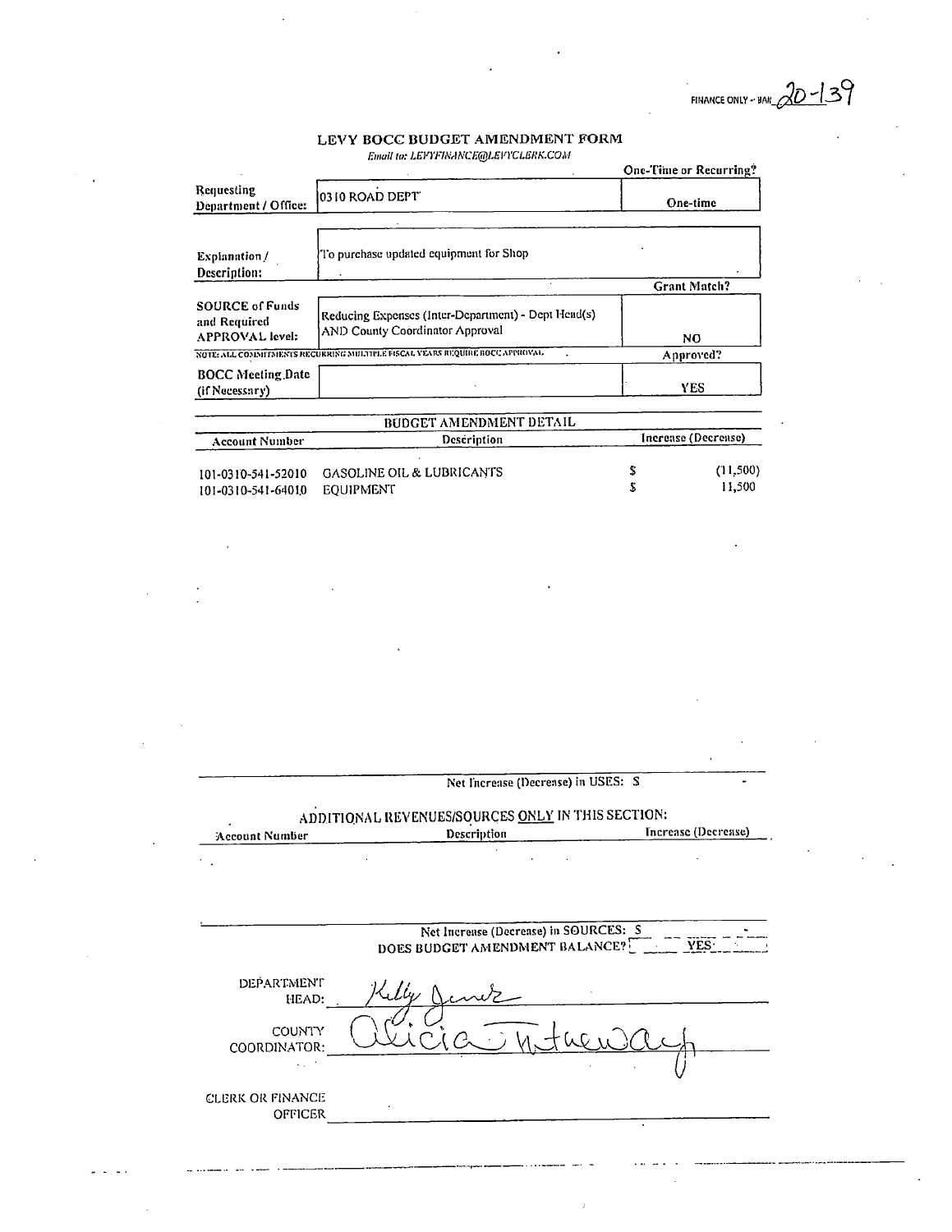FINANCE ONLY – BA# 20-139

# LEVY BOCC BUDGET AMENDMENT FORM

*Email to: LEVYFINANCE@LEVYCLERK.COM*

| | | One-Time or Recurring? |
|---|---|---|
| Requesting Department / Office: | 0310 ROAD DEPT | One-time |
| Explanation / Description: | To purchase updated equipment for Shop | |
| | | **Grant Match?** |
| SOURCE of Funds and Required APPROVAL level: | Reducing Expenses (Inter-Department) - Dept Head(s) AND County Coordinator Approval | NO |
| NOTE: ALL COMMITMENTS RECURRING MULTIPLE FISCAL YEARS REQUIRE BOCC APPROVAL | | **Approved?** |
| BOCC Meeting Date (if Necessary) | | YES |

## BUDGET AMENDMENT DETAIL

| Account Number | Description | Increase (Decrease) |
|---|---|---|
| 101-0310-541-52010 | GASOLINE OIL & LUBRICANTS | $ (11,500) |
| 101-0310-541-64010 | EQUIPMENT | $ 11,500 |

Net Increase (Decrease) in USES: $ -

## ADDITIONAL REVENUES/SOURCES ONLY IN THIS SECTION:

| Account Number | Description | Increase (Decrease) |
|---|---|---|
| | | |

Net Increase (Decrease) in SOURCES: $ -

DOES BUDGET AMENDMENT BALANCE? YES

DEPARTMENT HEAD: Kelly Jones

COUNTY COORDINATOR: Alicia Tretheway

CLERK OR FINANCE OFFICER: ______________________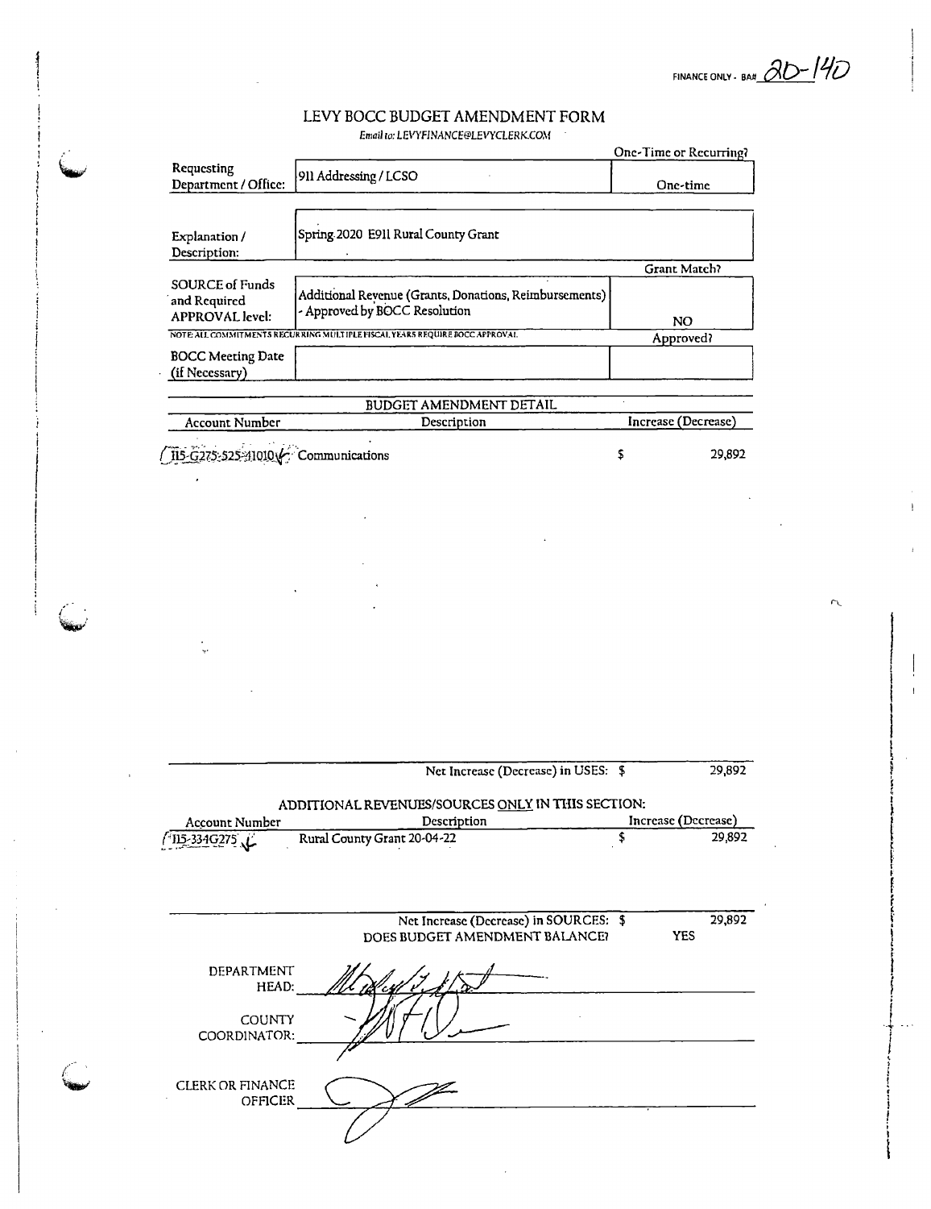FINANCE ONLY - BA# 20-140

# LEVY BOCC BUDGET AMENDMENT FORM

*Email to: LEVYFINANCE@LEVYCLERK.COM*

| | | One-Time or Recurring? |
|---|---|---|
| Requesting Department / Office: | 911 Addressing / LCSO | One-time |
| Explanation / Description: | Spring 2020 E911 Rural County Grant | |
| | | Grant Match? |
| SOURCE of Funds and Required APPROVAL level: | Additional Revenue (Grants, Donations, Reimbursements) - Approved by BOCC Resolution | NO |
| | NOTE: ALL COMMITMENTS RECURRING MULTIPLE FISCAL YEARS REQUIRE BOCC APPROVAL | Approved? |
| BOCC Meeting Date (if Necessary) | | |

## BUDGET AMENDMENT DETAIL

| Account Number | Description | Increase (Decrease) |
|---|---|---|
| 115-G275-525-41010 | Communications | $ 29,892 |
| | Net Increase (Decrease) in USES: | $ 29,892 |

## ADDITIONAL REVENUES/SOURCES ONLY IN THIS SECTION:

| Account Number | Description | Increase (Decrease) |
|---|---|---|
| 115-334G275 | Rural County Grant 20-04-22 | $ 29,892 |
| | Net Increase (Decrease) in SOURCES: | $ 29,892 |
| | DOES BUDGET AMENDMENT BALANCE? | YES |

DEPARTMENT HEAD: [signature]

COUNTY COORDINATOR: [signature]

CLERK OR FINANCE OFFICER: [signature]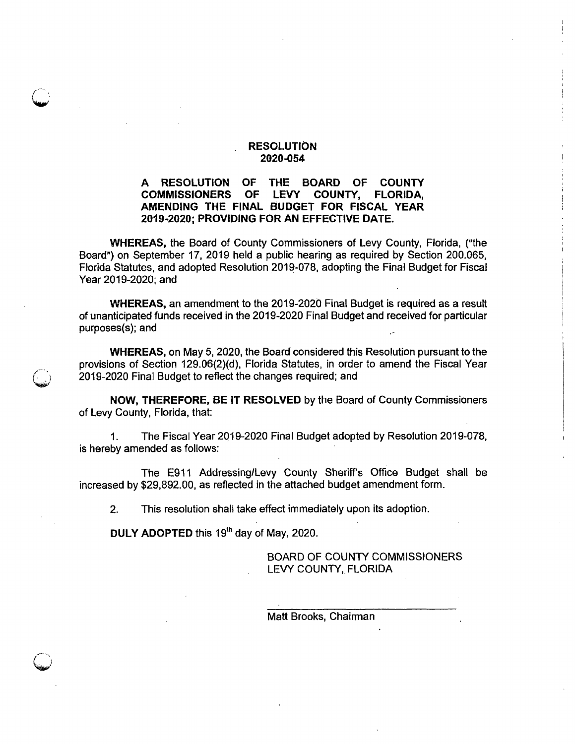**RESOLUTION**
**2020-054**

**A RESOLUTION OF THE BOARD OF COUNTY COMMISSIONERS OF LEVY COUNTY, FLORIDA, AMENDING THE FINAL BUDGET FOR FISCAL YEAR 2019-2020; PROVIDING FOR AN EFFECTIVE DATE.**

**WHEREAS,** the Board of County Commissioners of Levy County, Florida, ("the Board") on September 17, 2019 held a public hearing as required by Section 200.065, Florida Statutes, and adopted Resolution 2019-078, adopting the Final Budget for Fiscal Year 2019-2020; and

**WHEREAS,** an amendment to the 2019-2020 Final Budget is required as a result of unanticipated funds received in the 2019-2020 Final Budget and received for particular purposes(s); and

**WHEREAS,** on May 5, 2020, the Board considered this Resolution pursuant to the provisions of Section 129.06(2)(d), Florida Statutes, in order to amend the Fiscal Year 2019-2020 Final Budget to reflect the changes required; and

**NOW, THEREFORE, BE IT RESOLVED** by the Board of County Commissioners of Levy County, Florida, that:

1. The Fiscal Year 2019-2020 Final Budget adopted by Resolution 2019-078, is hereby amended as follows:

 The E911 Addressing/Levy County Sheriff's Office Budget shall be increased by $29,892.00, as reflected in the attached budget amendment form.

2. This resolution shall take effect immediately upon its adoption.

**DULY ADOPTED** this 19th day of May, 2020.

BOARD OF COUNTY COMMISSIONERS
LEVY COUNTY, FLORIDA

______________________________
Matt Brooks, Chairman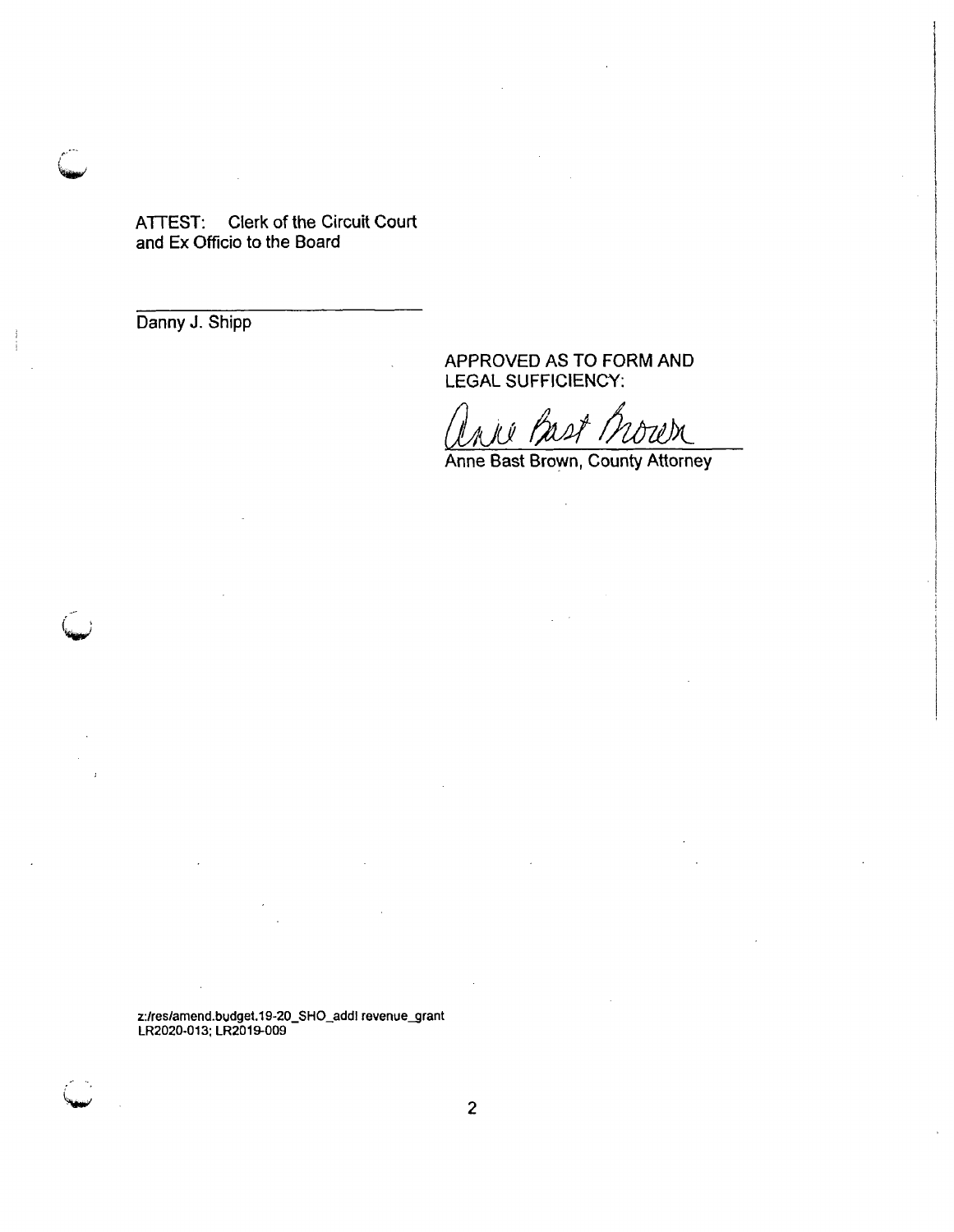ATTEST: Clerk of the Circuit Court
and Ex Officio to the Board

_________________________
Danny J. Shipp

APPROVED AS TO FORM AND
LEGAL SUFFICIENCY:

Anne Bast Brown

Anne Bast Brown, County Attorney

z:/res/amend.budget.19-20_SHO_addl revenue_grant
LR2020-013; LR2019-009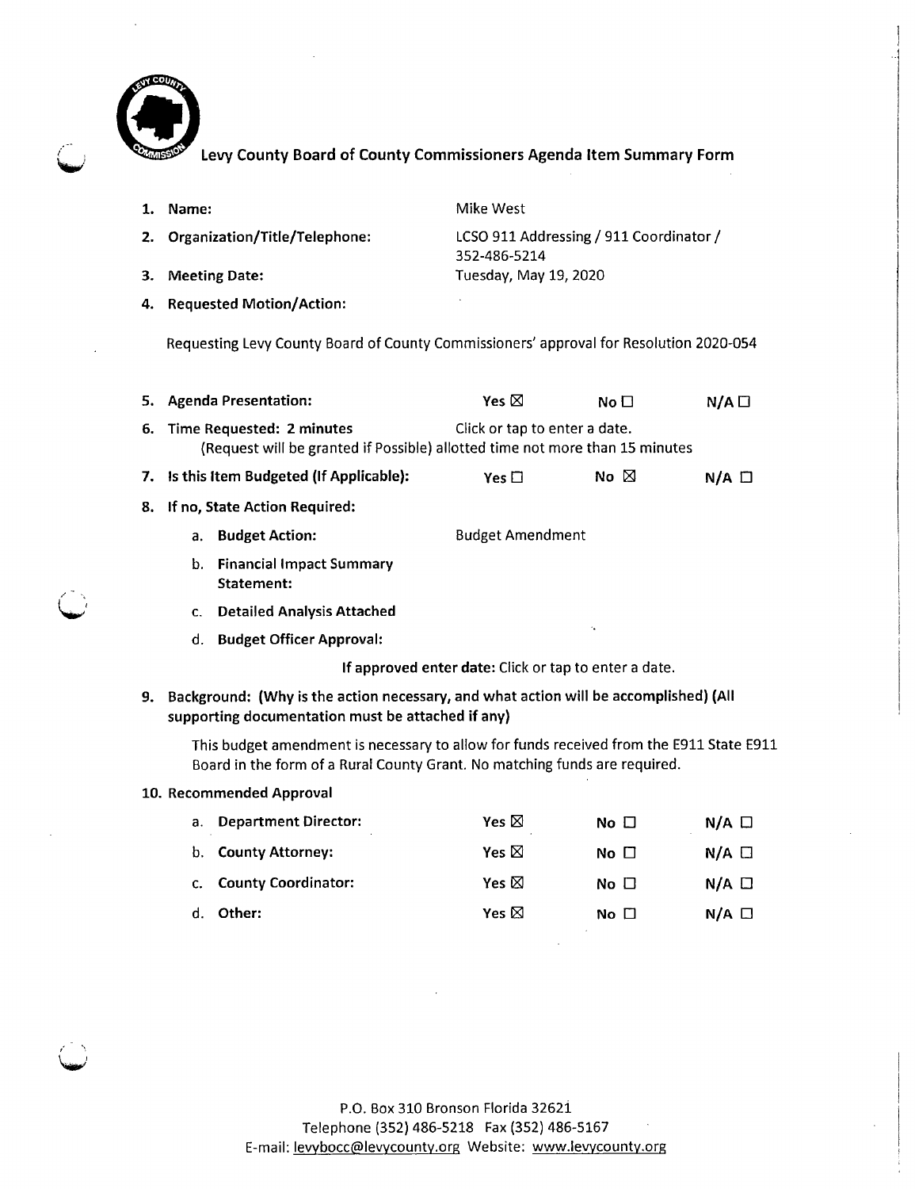# Levy County Board of County Commissioners Agenda Item Summary Form

1. **Name:** Mike West
2. **Organization/Title/Telephone:** LCSO 911 Addressing / 911 Coordinator / 352-486-5214
3. **Meeting Date:** Tuesday, May 19, 2020
4. **Requested Motion/Action:**

   Requesting Levy County Board of County Commissioners' approval for Resolution 2020-054

5. **Agenda Presentation:** Yes ☒ No ☐ N/A ☐
6. **Time Requested: 2 minutes** Click or tap to enter a date.
   (Request will be granted if Possible) allotted time not more than 15 minutes
7. **Is this Item Budgeted (If Applicable):** Yes ☐ No ☒ N/A ☐
8. **If no, State Action Required:**
   a. **Budget Action:** Budget Amendment
   b. **Financial Impact Summary Statement:**
   c. **Detailed Analysis Attached**
   d. **Budget Officer Approval:**

   **If approved enter date:** Click or tap to enter a date.

9. **Background: (Why is the action necessary, and what action will be accomplished) (All supporting documentation must be attached if any)**

   This budget amendment is necessary to allow for funds received from the E911 State E911 Board in the form of a Rural County Grant. No matching funds are required.

10. **Recommended Approval**

| | Yes | No | N/A |
|---|---|---|---|
| a. **Department Director:** | Yes ☒ | No ☐ | N/A ☐ |
| b. **County Attorney:** | Yes ☒ | No ☐ | N/A ☐ |
| c. **County Coordinator:** | Yes ☒ | No ☐ | N/A ☐ |
| d. **Other:** | Yes ☒ | No ☐ | N/A ☐ |

P.O. Box 310 Bronson Florida 32621
Telephone (352) 486-5218 Fax (352) 486-5167
E-mail: levybocc@levycounty.org Website: www.levycounty.org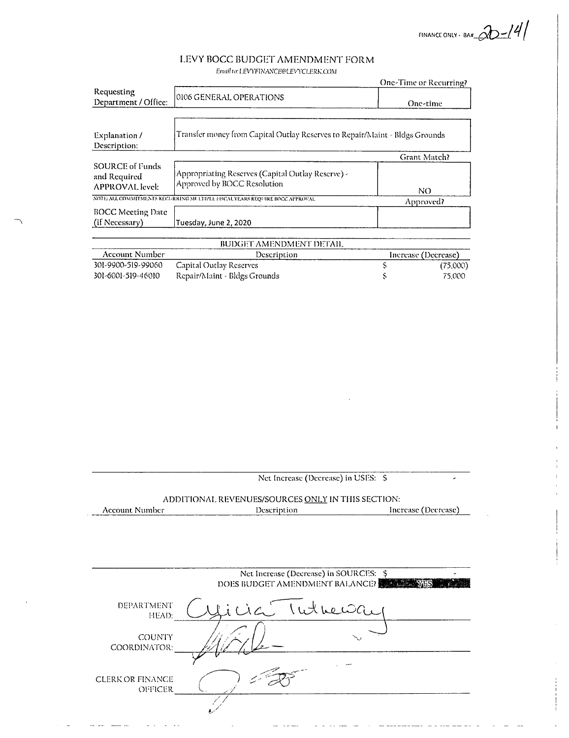FINANCE ONLY - BA# 20-141

# LEVY BOCC BUDGET AMENDMENT FORM

Email to: LEVYFINANCE@LEVYCLERK.COM

| | | One-Time or Recurring? |
|---|---|---|
| Requesting Department / Office: | 0106 GENERAL OPERATIONS | One-time |
| Explanation / Description: | Transfer money from Capital Outlay Reserves to Repair/Maint - Bldgs Grounds | |
| | | Grant Match? |
| SOURCE of Funds and Required APPROVAL level: | Appropriating Reserves (Capital Outlay Reserve) - Approved by BOCC Resolution | NO |

NOTE: ALL COMMITMENTS RECURRING MULTIPLE FISCAL YEARS REQUIRE BOCC APPROVAL.

| | | Approved? |
|---|---|---|
| BOCC Meeting Date (if Necessary) | Tuesday, June 2, 2020 | |

## BUDGET AMENDMENT DETAIL

| Account Number | Description | Increase (Decrease) |
|---|---|---|
| 301-9900-519-99060 | Capital Outlay Reserves | $ (75,000) |
| 301-6001-519-46010 | Repair/Maint - Bldgs Grounds | $ 75,000 |

Net Increase (Decrease) in USES: $ -

## ADDITIONAL REVENUES/SOURCES ONLY IN THIS SECTION:

| Account Number | Description | Increase (Decrease) |
|---|---|---|
| | | |

Net Increase (Decrease) in SOURCES: $ -

DOES BUDGET AMENDMENT BALANCE? YES

DEPARTMENT HEAD: Alicia Tutheway

COUNTY COORDINATOR: [signature]

CLERK OR FINANCE OFFICER: [signature]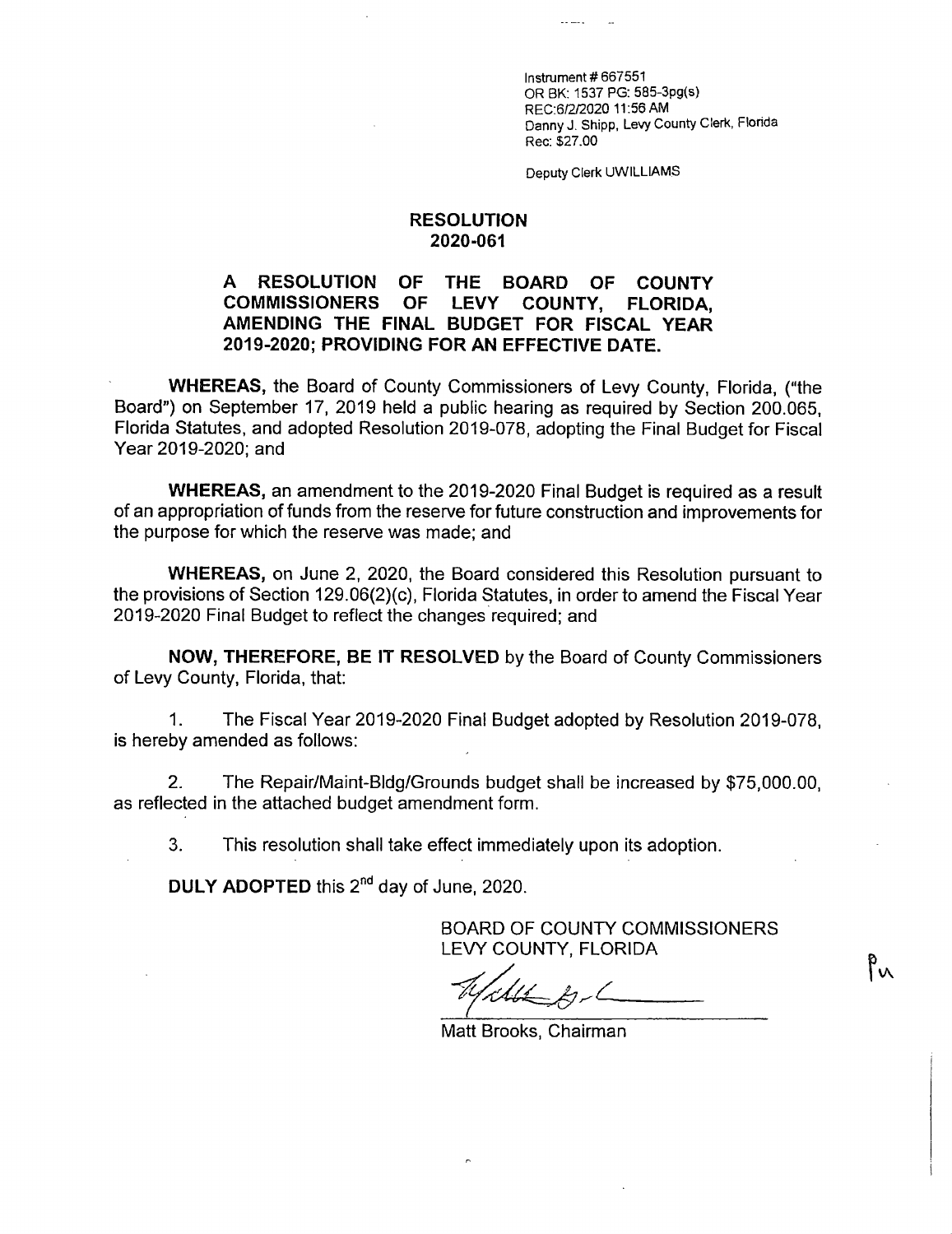Instrument # 667551
OR BK: 1537 PG: 585-3pg(s)
REC:6/2/2020 11:56 AM
Danny J. Shipp, Levy County Clerk, Florida
Rec: $27.00

Deputy Clerk UWILLIAMS

# RESOLUTION 2020-061

**A RESOLUTION OF THE BOARD OF COUNTY COMMISSIONERS OF LEVY COUNTY, FLORIDA, AMENDING THE FINAL BUDGET FOR FISCAL YEAR 2019-2020; PROVIDING FOR AN EFFECTIVE DATE.**

**WHEREAS,** the Board of County Commissioners of Levy County, Florida, ("the Board") on September 17, 2019 held a public hearing as required by Section 200.065, Florida Statutes, and adopted Resolution 2019-078, adopting the Final Budget for Fiscal Year 2019-2020; and

**WHEREAS,** an amendment to the 2019-2020 Final Budget is required as a result of an appropriation of funds from the reserve for future construction and improvements for the purpose for which the reserve was made; and

**WHEREAS,** on June 2, 2020, the Board considered this Resolution pursuant to the provisions of Section 129.06(2)(c), Florida Statutes, in order to amend the Fiscal Year 2019-2020 Final Budget to reflect the changes required; and

**NOW, THEREFORE, BE IT RESOLVED** by the Board of County Commissioners of Levy County, Florida, that:

1. The Fiscal Year 2019-2020 Final Budget adopted by Resolution 2019-078, is hereby amended as follows:

2. The Repair/Maint-Bldg/Grounds budget shall be increased by $75,000.00, as reflected in the attached budget amendment form.

3. This resolution shall take effect immediately upon its adoption.

**DULY ADOPTED** this 2nd day of June, 2020.

BOARD OF COUNTY COMMISSIONERS
LEVY COUNTY, FLORIDA

Matt Brooks, Chairman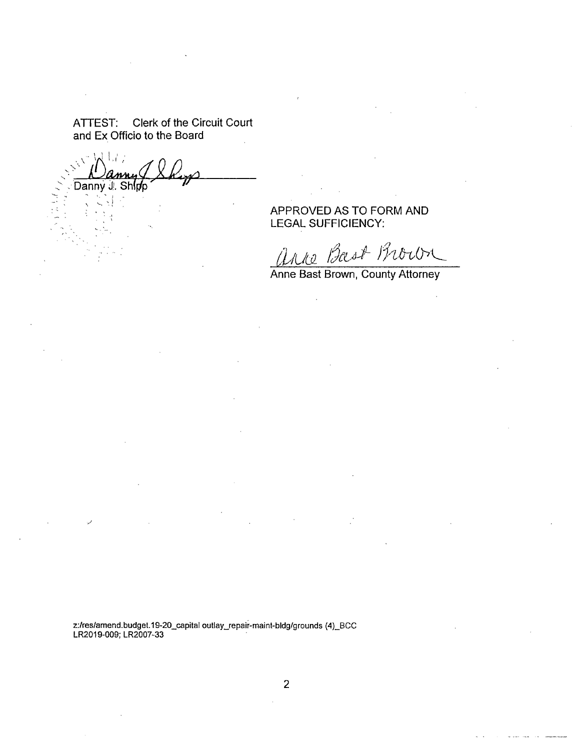ATTEST: Clerk of the Circuit Court and Ex Officio to the Board

Danny J. Shipp

APPROVED AS TO FORM AND LEGAL SUFFICIENCY:

Anne Bast Brown, County Attorney

z:/res/amend.budget.19-20_capital outlay_repair-maint-bldg/grounds (4)_BCC
LR2019-009; LR2007-33